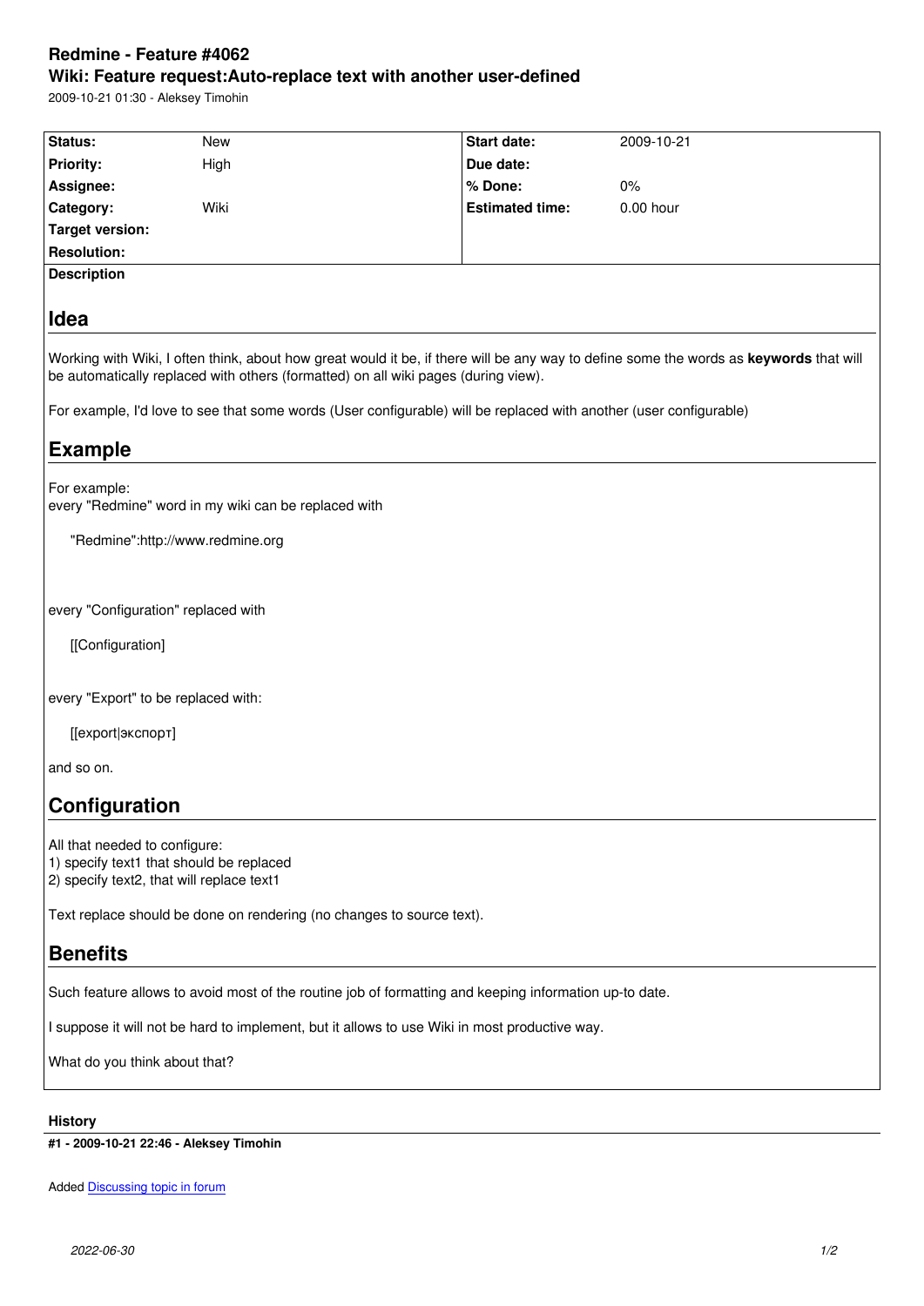# Redmine - Feature #4062

## Wiki: Feature request:Auto-replace text with another user-defined

2009-10-21 01:30 - Aleksey Timohin

| Status: | New | Start date: | 2009-10-21 |
|---|---|---|---|
| Priority: | High | Due date: | |
| Assignee: | | % Done: | 0% |
| Category: | Wiki | Estimated time: | 0.00 hour |
| Target version: | | | |
| Resolution: | | | |

**Description**

## Idea

Working with Wiki, I often think, about how great would it be, if there will be any way to define some the words as **keywords** that will be automatically replaced with others (formatted) on all wiki pages (during view).

For example, I'd love to see that some words (User configurable) will be replaced with another (user configurable)

## Example

For example:
every "Redmine" word in my wiki can be replaced with

```
"Redmine":http://www.redmine.org
```

every "Configuration" replaced with

```
[[Configuration]
```

every "Export" to be replaced with:

```
[[export|экспорт]
```

and so on.

## Configuration

All that needed to configure:
1) specify text1 that should be replaced
2) specify text2, that will replace text1

Text replace should be done on rendering (no changes to source text).

## Benefits

Such feature allows to avoid most of the routine job of formatting and keeping information up-to date.

I suppose it will not be hard to implement, but it allows to use Wiki in most productive way.

What do you think about that?

**History**

**#1 - 2009-10-21 22:46 - Aleksey Timohin**

Added [Discussing topic in forum]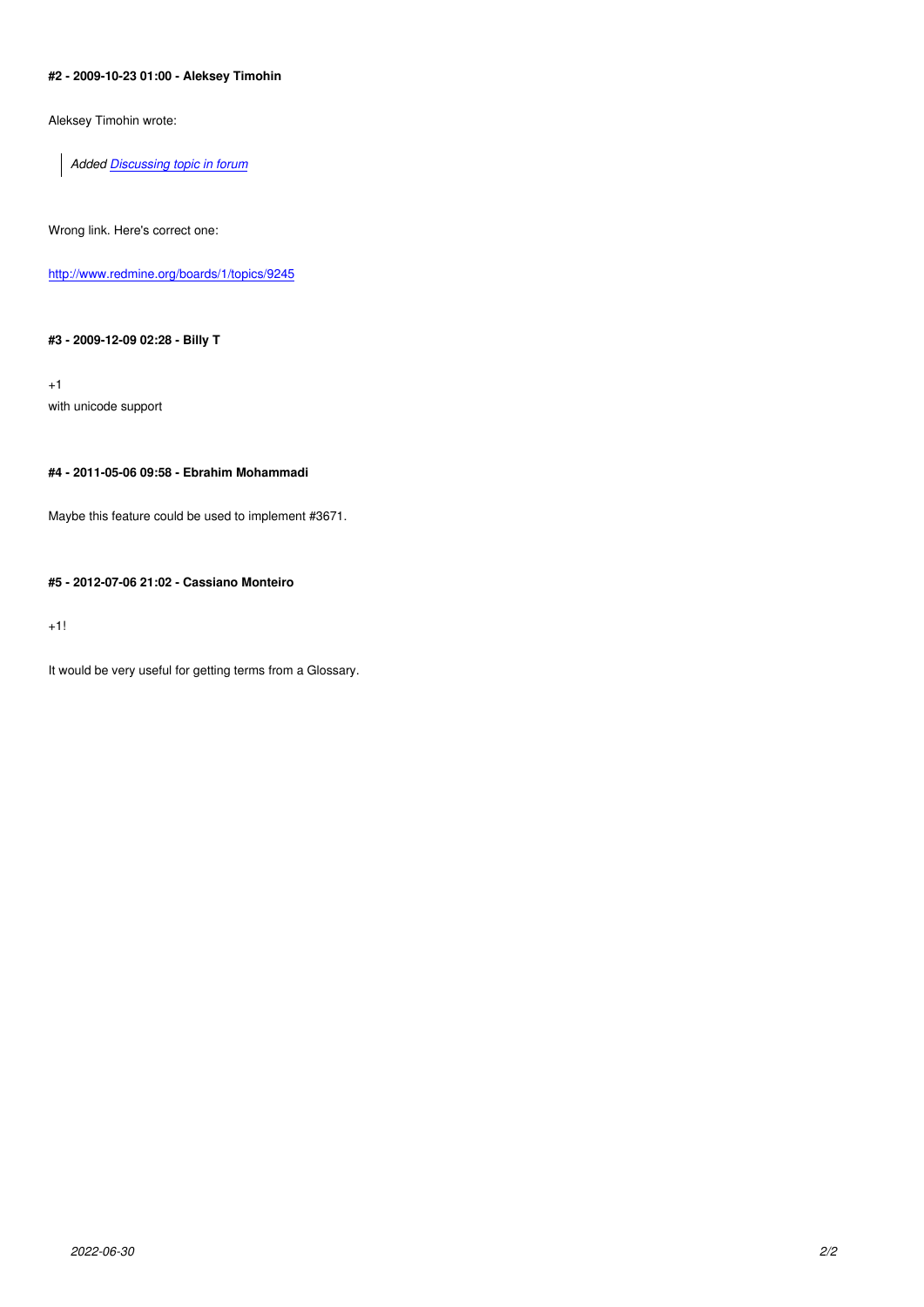#### #2 - 2009-10-23 01:00 - Aleksey Timohin

Aleksey Timohin wrote:

> *Added Discussing topic in forum*

Wrong link. Here's correct one:

http://www.redmine.org/boards/1/topics/9245

#### #3 - 2009-12-09 02:28 - Billy T

+1
with unicode support

#### #4 - 2011-05-06 09:58 - Ebrahim Mohammadi

Maybe this feature could be used to implement #3671.

#### #5 - 2012-07-06 21:02 - Cassiano Monteiro

+1!

It would be very useful for getting terms from a Glossary.